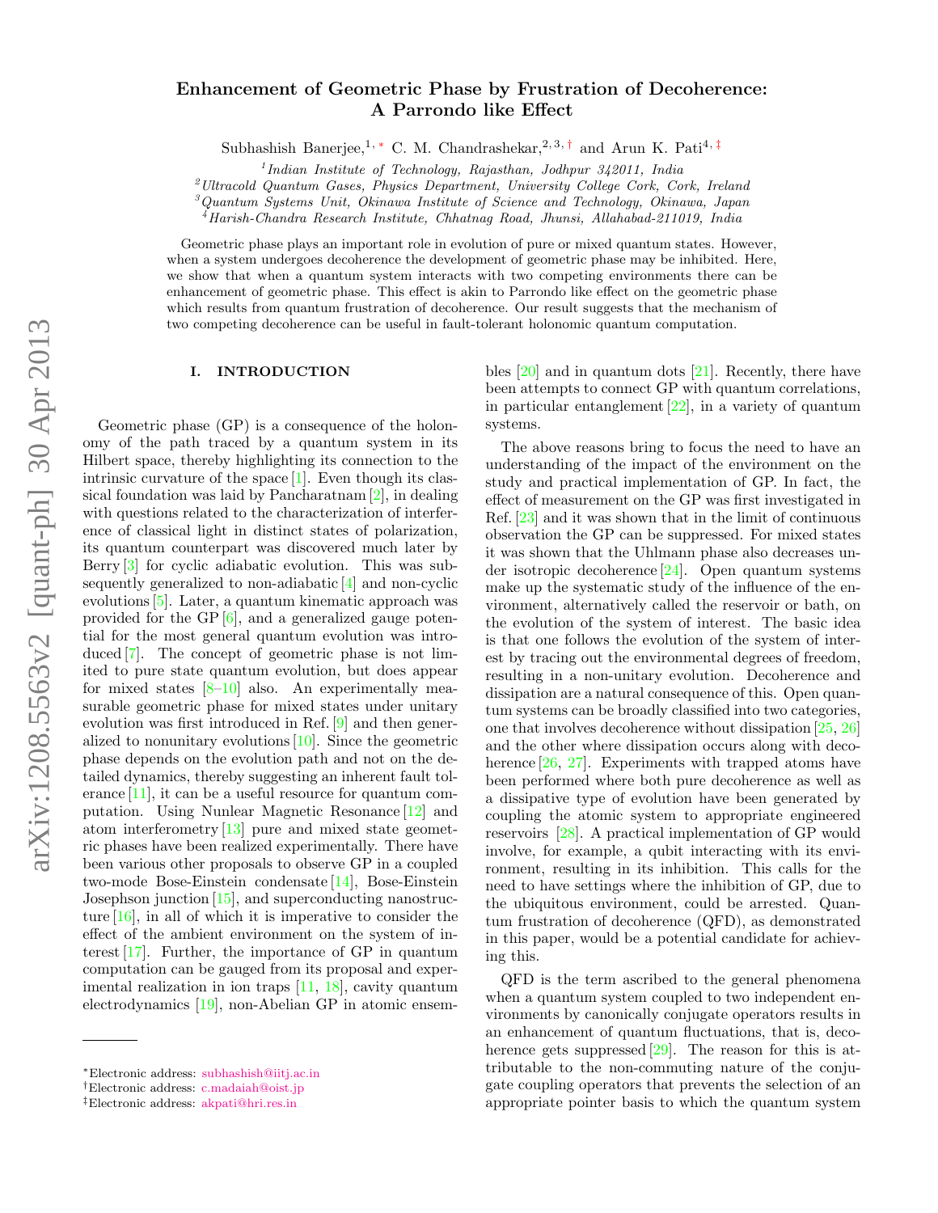# Enhancement of Geometric Phase by Frustration of Decoherence: A Parrondo like Effect

Subhashish Banerjee,[1,*] C. M. Chandrashekar,[2,3,†] and Arun K. Pati[4,‡]

[1] Indian Institute of Technology, Rajasthan, Jodhpur 342011, India
[2] Ultracold Quantum Gases, Physics Department, University College Cork, Cork, Ireland
[3] Quantum Systems Unit, Okinawa Institute of Science and Technology, Okinawa, Japan
[4] Harish-Chandra Research Institute, Chhatnag Road, Jhunsi, Allahabad-211019, India

Geometric phase plays an important role in evolution of pure or mixed quantum states. However, when a system undergoes decoherence the development of geometric phase may be inhibited. Here, we show that when a quantum system interacts with two competing environments there can be enhancement of geometric phase. This effect is akin to Parrondo like effect on the geometric phase which results from quantum frustration of decoherence. Our result suggests that the mechanism of two competing decoherence can be useful in fault-tolerant holonomic quantum computation.

## I. INTRODUCTION

Geometric phase (GP) is a consequence of the holonomy of the path traced by a quantum system in its Hilbert space, thereby highlighting its connection to the intrinsic curvature of the space [1]. Even though its classical foundation was laid by Pancharatnam [2], in dealing with questions related to the characterization of interference of classical light in distinct states of polarization, its quantum counterpart was discovered much later by Berry [3] for cyclic adiabatic evolution. This was subsequently generalized to non-adiabatic [4] and non-cyclic evolutions [5]. Later, a quantum kinematic approach was provided for the GP [6], and a generalized gauge potential for the most general quantum evolution was introduced [7]. The concept of geometric phase is not limited to pure state quantum evolution, but does appear for mixed states [8–10] also. An experimentally measurable geometric phase for mixed states under unitary evolution was first introduced in Ref. [9] and then generalized to nonunitary evolutions [10]. Since the geometric phase depends on the evolution path and not on the detailed dynamics, thereby suggesting an inherent fault tolerance [11], it can be a useful resource for quantum computation. Using Nunlear Magnetic Resonance [12] and atom interferometry [13] pure and mixed state geometric phases have been realized experimentally. There have been various other proposals to observe GP in a coupled two-mode Bose-Einstein condensate [14], Bose-Einstein Josephson junction [15], and superconducting nanostructure [16], in all of which it is imperative to consider the effect of the ambient environment on the system of interest [17]. Further, the importance of GP in quantum computation can be gauged from its proposal and experimental realization in ion traps [11, 18], cavity quantum electrodynamics [19], non-Abelian GP in atomic ensembles [20] and in quantum dots [21]. Recently, there have been attempts to connect GP with quantum correlations, in particular entanglement [22], in a variety of quantum systems.

The above reasons bring to focus the need to have an understanding of the impact of the environment on the study and practical implementation of GP. In fact, the effect of measurement on the GP was first investigated in Ref. [23] and it was shown that in the limit of continuous observation the GP can be suppressed. For mixed states it was shown that the Uhlmann phase also decreases under isotropic decoherence [24]. Open quantum systems make up the systematic study of the influence of the environment, alternatively called the reservoir or bath, on the evolution of the system of interest. The basic idea is that one follows the evolution of the system of interest by tracing out the environmental degrees of freedom, resulting in a non-unitary evolution. Decoherence and dissipation are a natural consequence of this. Open quantum systems can be broadly classified into two categories, one that involves decoherence without dissipation [25, 26] and the other where dissipation occurs along with decoherence [26, 27]. Experiments with trapped atoms have been performed where both pure decoherence as well as a dissipative type of evolution have been generated by coupling the atomic system to appropriate engineered reservoirs [28]. A practical implementation of GP would involve, for example, a qubit interacting with its environment, resulting in its inhibition. This calls for the need to have settings where the inhibition of GP, due to the ubiquitous environment, could be arrested. Quantum frustration of decoherence (QFD), as demonstrated in this paper, would be a potential candidate for achieving this.

QFD is the term ascribed to the general phenomena when a quantum system coupled to two independent environments by canonically conjugate operators results in an enhancement of quantum fluctuations, that is, decoherence gets suppressed [29]. The reason for this is attributable to the non-commuting nature of the conjugate coupling operators that prevents the selection of an appropriate pointer basis to which the quantum system

*Electronic address: subhashish@iitj.ac.in
†Electronic address: c.madaiah@oist.jp
‡Electronic address: akpati@hri.res.in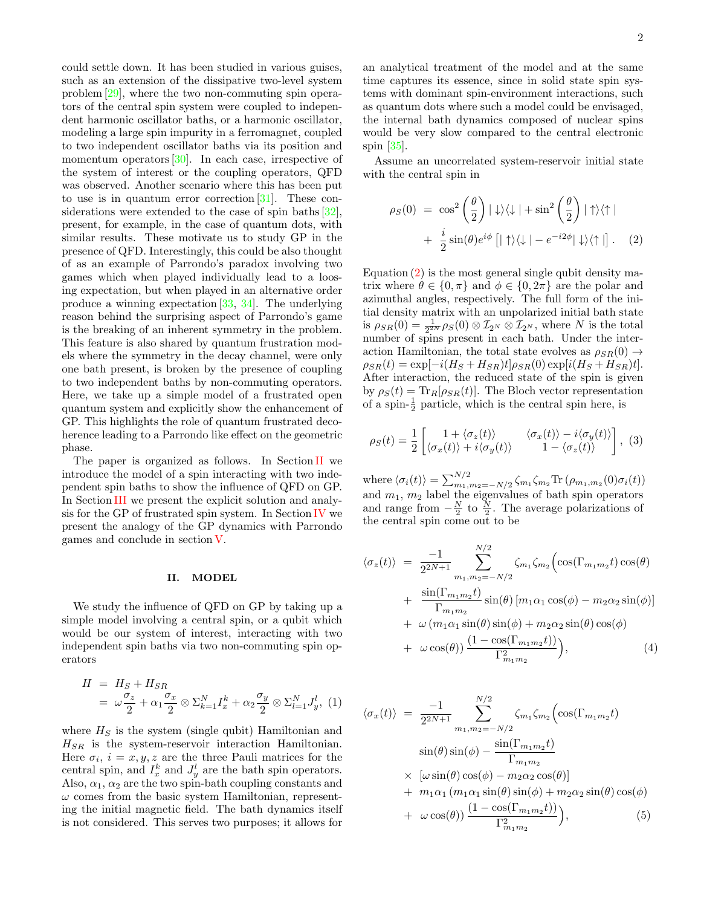could settle down. It has been studied in various guises, such as an extension of the dissipative two-level system problem [29], where the two non-commuting spin operators of the central spin system were coupled to independent harmonic oscillator baths, or a harmonic oscillator, modeling a large spin impurity in a ferromagnet, coupled to two independent oscillator baths via its position and momentum operators [30]. In each case, irrespective of the system of interest or the coupling operators, QFD was observed. Another scenario where this has been put to use is in quantum error correction [31]. These considerations were extended to the case of spin baths [32], present, for example, in the case of quantum dots, with similar results. These motivate us to study GP in the presence of QFD. Interestingly, this could be also thought of as an example of Parrondo's paradox involving two games which when played individually lead to a loosing expectation, but when played in an alternative order produce a winning expectation [33, 34]. The underlying reason behind the surprising aspect of Parrondo's game is the breaking of an inherent symmetry in the problem. This feature is also shared by quantum frustration models where the symmetry in the decay channel, were only one bath present, is broken by the presence of coupling to two independent baths by non-commuting operators. Here, we take up a simple model of a frustrated open quantum system and explicitly show the enhancement of GP. This highlights the role of quantum frustrated decoherence leading to a Parrondo like effect on the geometric phase.

The paper is organized as follows. In Section II we introduce the model of a spin interacting with two independent spin baths to show the influence of QFD on GP. In Section III we present the explicit solution and analysis for the GP of frustrated spin system. In Section IV we present the analogy of the GP dynamics with Parrondo games and conclude in section V.

## II. MODEL

We study the influence of QFD on GP by taking up a simple model involving a central spin, or a qubit which would be our system of interest, interacting with two independent spin baths via two non-commuting spin operators

$$
\begin{aligned}
H &= H_S + H_{SR} \\
&= \omega\frac{\sigma_z}{2} + \alpha_1\frac{\sigma_x}{2}\otimes\Sigma_{k=1}^{N} I_x^k + \alpha_2\frac{\sigma_y}{2}\otimes\Sigma_{l=1}^{N} J_y^l, \quad (1)
\end{aligned}
$$

where $H_S$ is the system (single qubit) Hamiltonian and $H_{SR}$ is the system-reservoir interaction Hamiltonian. Here $\sigma_i$, $i = x, y, z$ are the three Pauli matrices for the central spin, and $I_x^k$ and $J_y^l$ are the bath spin operators. Also, $\alpha_1$, $\alpha_2$ are the two spin-bath coupling constants and $\omega$ comes from the basic system Hamiltonian, representing the initial magnetic field. The bath dynamics itself is not considered. This serves two purposes; it allows for an analytical treatment of the model and at the same time captures its essence, since in solid state spin systems with dominant spin-environment interactions, such as quantum dots where such a model could be envisaged, the internal bath dynamics composed of nuclear spins would be very slow compared to the central electronic spin [35].

Assume an uncorrelated system-reservoir initial state with the central spin in

$$
\begin{aligned}
\rho_S(0) &= \cos^2\left(\frac{\theta}{2}\right)|\downarrow\rangle\langle\downarrow| + \sin^2\left(\frac{\theta}{2}\right)|\uparrow\rangle\langle\uparrow| \\
&+ \frac{i}{2}\sin(\theta)e^{i\phi}\left[|\uparrow\rangle\langle\downarrow| - e^{-i2\phi}|\downarrow\rangle\langle\uparrow|\right]. \quad (2)
\end{aligned}
$$

Equation (2) is the most general single qubit density matrix where $\theta \in \{0, \pi\}$ and $\phi \in \{0, 2\pi\}$ are the polar and azimuthal angles, respectively. The full form of the initial density matrix with an unpolarized initial bath state is $\rho_{SR}(0) = \frac{1}{2^{2N}}\rho_S(0)\otimes\mathcal{I}_{2^N}\otimes\mathcal{I}_{2^N}$, where $N$ is the total number of spins present in each bath. Under the interaction Hamiltonian, the total state evolves as $\rho_{SR}(0) \to \rho_{SR}(t) = \exp[-i(H_S + H_{SR})t]\rho_{SR}(0)\exp[i(H_S + H_{SR})t]$. After interaction, the reduced state of the spin is given by $\rho_S(t) = \mathrm{Tr}_R[\rho_{SR}(t)]$. The Bloch vector representation of a spin-$\frac{1}{2}$ particle, which is the central spin here, is

$$
\rho_S(t) = \frac{1}{2}\begin{bmatrix} 1 + \langle\sigma_z(t)\rangle & \langle\sigma_x(t)\rangle - i\langle\sigma_y(t)\rangle \\ \langle\sigma_x(t)\rangle + i\langle\sigma_y(t)\rangle & 1 - \langle\sigma_z(t)\rangle \end{bmatrix}, \quad (3)
$$

where $\langle\sigma_i(t)\rangle = \sum_{m_1,m_2=-N/2}^{N/2}\zeta_{m_1}\zeta_{m_2}\mathrm{Tr}\left(\rho_{m_1,m_2}(0)\sigma_i(t)\right)$ and $m_1$, $m_2$ label the eigenvalues of bath spin operators and range from $-\frac{N}{2}$ to $\frac{N}{2}$. The average polarizations of the central spin come out to be

$$
\begin{aligned}
\langle\sigma_z(t)\rangle &= \frac{-1}{2^{2N+1}}\sum_{m_1,m_2=-N/2}^{N/2}\zeta_{m_1}\zeta_{m_2}\Big(\cos(\Gamma_{m_1m_2}t)\cos(\theta) \\
&+ \frac{\sin(\Gamma_{m_1m_2}t)}{\Gamma_{m_1m_2}}\sin(\theta)\left[m_1\alpha_1\cos(\phi) - m_2\alpha_2\sin(\phi)\right] \\
&+ \omega\left(m_1\alpha_1\sin(\theta)\sin(\phi) + m_2\alpha_2\sin(\theta)\cos(\phi)\right. \\
&+ \left.\omega\cos(\theta)\right)\frac{(1-\cos(\Gamma_{m_1m_2}t))}{\Gamma_{m_1m_2}^2}\Big), \quad (4)
\end{aligned}
$$

$$
\begin{aligned}
\langle\sigma_x(t)\rangle &= \frac{-1}{2^{2N+1}}\sum_{m_1,m_2=-N/2}^{N/2}\zeta_{m_1}\zeta_{m_2}\Big(\cos(\Gamma_{m_1m_2}t) \\
&\sin(\theta)\sin(\phi) - \frac{\sin(\Gamma_{m_1m_2}t)}{\Gamma_{m_1m_2}} \\
&\times\left[\omega\sin(\theta)\cos(\phi) - m_2\alpha_2\cos(\theta)\right] \\
&+ m_1\alpha_1\left(m_1\alpha_1\sin(\theta)\sin(\phi) + m_2\alpha_2\sin(\theta)\cos(\phi)\right. \\
&+ \left.\omega\cos(\theta)\right)\frac{(1-\cos(\Gamma_{m_1m_2}t))}{\Gamma_{m_1m_2}^2}\Big), \quad (5)
\end{aligned}
$$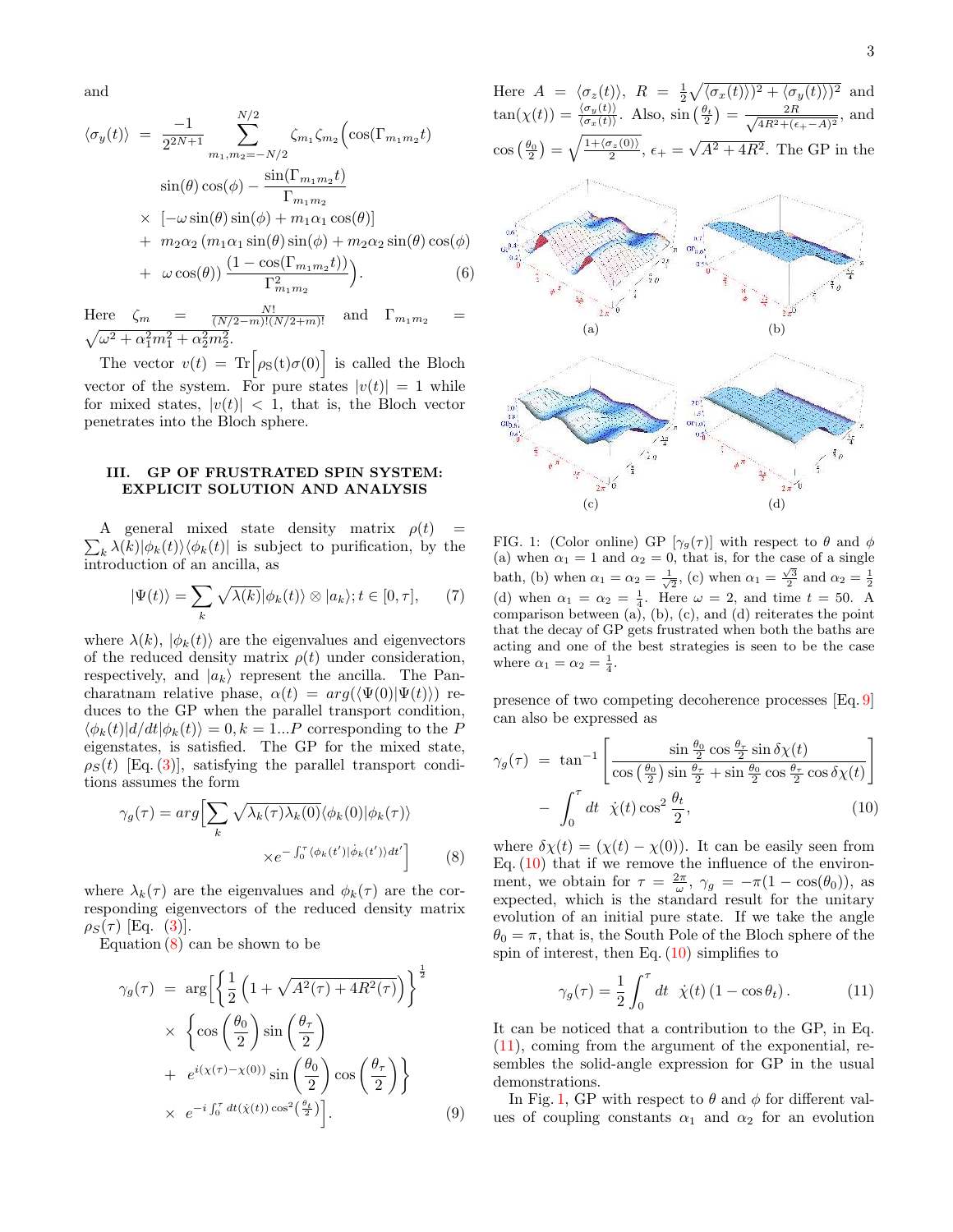and

$$
\begin{aligned}
\langle\sigma_y(t)\rangle &= \frac{-1}{2^{2N+1}} \sum_{m_1,m_2=-N/2}^{N/2} \zeta_{m_1}\zeta_{m_2}\Big(\cos(\Gamma_{m_1m_2}t) \\
&\quad \sin(\theta)\cos(\phi) - \frac{\sin(\Gamma_{m_1m_2}t)}{\Gamma_{m_1m_2}} \\
&\quad \times\ [-\omega\sin(\theta)\sin(\phi) + m_1\alpha_1\cos(\theta)] \\
&\quad +\ m_2\alpha_2\left(m_1\alpha_1\sin(\theta)\sin(\phi) + m_2\alpha_2\sin(\theta)\cos(\phi)\right. \\
&\quad +\ \left.\omega\cos(\theta)\right)\frac{(1-\cos(\Gamma_{m_1m_2}t))}{\Gamma^2_{m_1m_2}}\Big). \qquad (6)
\end{aligned}
$$

Here $\zeta_m = \frac{N!}{(N/2-m)!(N/2+m)!}$ and $\Gamma_{m_1m_2} = \sqrt{\omega^2+\alpha_1^2m_1^2+\alpha_2^2m_2^2}$.

The vector $v(t) = \mathrm{Tr}\Big[\rho_{\mathrm{S}}(\mathrm{t})\sigma(0)\Big]$ is called the Bloch vector of the system. For pure states $|v(t)| = 1$ while for mixed states, $|v(t)| < 1$, that is, the Bloch vector penetrates into the Bloch sphere.

## III. GP OF FRUSTRATED SPIN SYSTEM: EXPLICIT SOLUTION AND ANALYSIS

A general mixed state density matrix $\rho(t) = \sum_k \lambda(k)|\phi_k(t)\rangle\langle\phi_k(t)|$ is subject to purification, by the introduction of an ancilla, as

$$
|\Psi(t)\rangle = \sum_k \sqrt{\lambda(k)}|\phi_k(t)\rangle \otimes |a_k\rangle; t \in [0,\tau], \qquad (7)
$$

where $\lambda(k)$, $|\phi_k(t)\rangle$ are the eigenvalues and eigenvectors of the reduced density matrix $\rho(t)$ under consideration, respectively, and $|a_k\rangle$ represent the ancilla. The Pancharatnam relative phase, $\alpha(t) = arg(\langle\Psi(0)|\Psi(t)\rangle)$ reduces to the GP when the parallel transport condition, $\langle\phi_k(t)|d/dt|\phi_k(t)\rangle = 0, k = 1...P$ corresponding to the $P$ eigenstates, is satisfied. The GP for the mixed state, $\rho_S(t)$ [Eq. (3)], satisfying the parallel transport conditions assumes the form

$$
\gamma_g(\tau) = arg\Big[\sum_k \sqrt{\lambda_k(\tau)\lambda_k(0)}\langle\phi_k(0)|\phi_k(\tau)\rangle \times e^{-\int_0^\tau \langle\phi_k(t')|\dot{\phi}_k(t')\rangle dt'}\Big] \qquad (8)
$$

where $\lambda_k(\tau)$ are the eigenvalues and $\phi_k(\tau)$ are the corresponding eigenvectors of the reduced density matrix $\rho_S(\tau)$ [Eq. (3)].

Equation (8) can be shown to be

$$
\begin{aligned}
\gamma_g(\tau) &= \arg\Big[\left\{\frac{1}{2}\left(1+\sqrt{A^2(\tau)+4R^2(\tau)}\right)\right\}^{\frac{1}{2}} \\
&\quad \times \left\{\cos\left(\frac{\theta_0}{2}\right)\sin\left(\frac{\theta_\tau}{2}\right)\right. \\
&\quad +\ \left. e^{i(\chi(\tau)-\chi(0))}\sin\left(\frac{\theta_0}{2}\right)\cos\left(\frac{\theta_\tau}{2}\right)\right\} \\
&\quad \times\ e^{-i\int_0^\tau dt(\dot{\chi}(t))\cos^2\left(\frac{\theta_t}{2}\right)}\Big]. \qquad (9)
\end{aligned}
$$

Here $A = \langle\sigma_z(t)\rangle$, $R = \frac{1}{2}\sqrt{\langle\sigma_x(t)\rangle)^2+\langle\sigma_y(t)\rangle)^2}$ and $\tan(\chi(t)) = \frac{\langle\sigma_y(t)\rangle}{\langle\sigma_x(t)\rangle}$. Also, $\sin\left(\frac{\theta_t}{2}\right) = \frac{2R}{\sqrt{4R^2+(\epsilon_+-A)^2}}$, and $\cos\left(\frac{\theta_0}{2}\right) = \sqrt{\frac{1+\langle\sigma_z(0)\rangle}{2}}$, $\epsilon_+ = \sqrt{A^2+4R^2}$. The GP in the presence of two competing decoherence processes [Eq. 9] can also be expressed as

FIG. 1: (Color online) GP $[\gamma_g(\tau)]$ with respect to $\theta$ and $\phi$ (a) when $\alpha_1 = 1$ and $\alpha_2 = 0$, that is, for the case of a single bath, (b) when $\alpha_1 = \alpha_2 = \frac{1}{\sqrt{2}}$, (c) when $\alpha_1 = \frac{\sqrt{3}}{2}$ and $\alpha_2 = \frac{1}{2}$ (d) when $\alpha_1 = \alpha_2 = \frac{1}{4}$. Here $\omega = 2$, and time $t = 50$. A comparison between (a), (b), (c), and (d) reiterates the point that the decay of GP gets frustrated when both the baths are acting and one of the best strategies is seen to be the case where $\alpha_1 = \alpha_2 = \frac{1}{4}$.

$$
\begin{aligned}
\gamma_g(\tau) &= \tan^{-1}\left[\frac{\sin\frac{\theta_0}{2}\cos\frac{\theta_\tau}{2}\sin\delta\chi(t)}{\cos\left(\frac{\theta_0}{2}\right)\sin\frac{\theta_\tau}{2}+\sin\frac{\theta_0}{2}\cos\frac{\theta_\tau}{2}\cos\delta\chi(t)}\right] \\
&\quad - \int_0^\tau dt\ \ \dot{\chi}(t)\cos^2\frac{\theta_t}{2}, \qquad (10)
\end{aligned}
$$

where $\delta\chi(t) = (\chi(t)-\chi(0))$. It can be easily seen from Eq. (10) that if we remove the influence of the environment, we obtain for $\tau = \frac{2\pi}{\omega}$, $\gamma_g = -\pi(1-\cos(\theta_0))$, as expected, which is the standard result for the unitary evolution of an initial pure state. If we take the angle $\theta_0 = \pi$, that is, the South Pole of the Bloch sphere of the spin of interest, then Eq. (10) simplifies to

$$
\gamma_g(\tau) = \frac{1}{2}\int_0^\tau dt\ \ \dot{\chi}(t)\left(1-\cos\theta_t\right). \qquad (11)
$$

It can be noticed that a contribution to the GP, in Eq. (11), coming from the argument of the exponential, resembles the solid-angle expression for GP in the usual demonstrations.

In Fig. 1, GP with respect to $\theta$ and $\phi$ for different values of coupling constants $\alpha_1$ and $\alpha_2$ for an evolution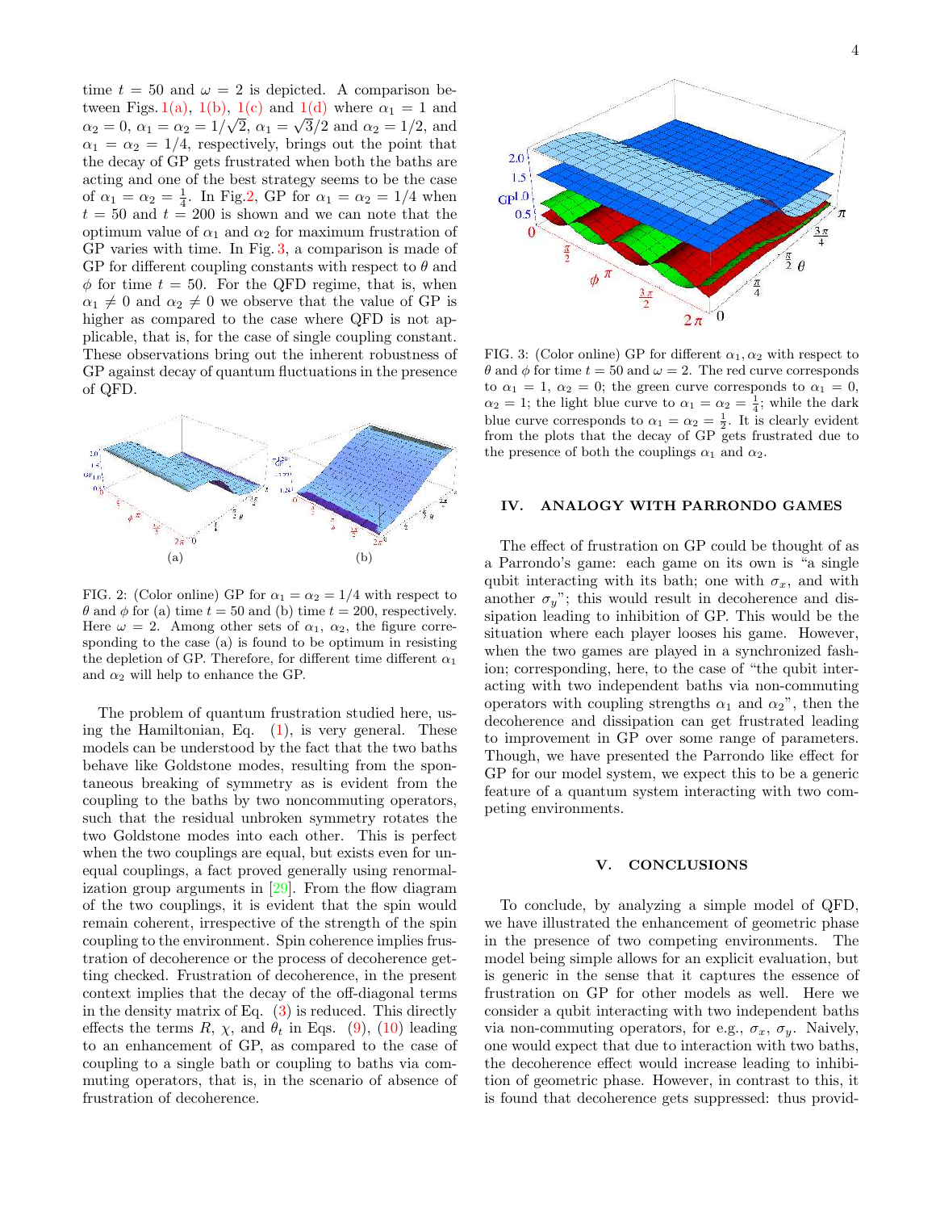time $t = 50$ and $\omega = 2$ is depicted. A comparison between Figs. 1(a), 1(b), 1(c) and 1(d) where $\alpha_1 = 1$ and $\alpha_2 = 0$, $\alpha_1 = \alpha_2 = 1/\sqrt{2}$, $\alpha_1 = \sqrt{3}/2$ and $\alpha_2 = 1/2$, and $\alpha_1 = \alpha_2 = 1/4$, respectively, brings out the point that the decay of GP gets frustrated when both the baths are acting and one of the best strategy seems to be the case of $\alpha_1 = \alpha_2 = \frac{1}{4}$. In Fig. 2, GP for $\alpha_1 = \alpha_2 = 1/4$ when $t = 50$ and $t = 200$ is shown and we can note that the optimum value of $\alpha_1$ and $\alpha_2$ for maximum frustration of GP varies with time. In Fig. 3, a comparison is made of GP for different coupling constants with respect to $\theta$ and $\phi$ for time $t = 50$. For the QFD regime, that is, when $\alpha_1 \neq 0$ and $\alpha_2 \neq 0$ we observe that the value of GP is higher as compared to the case where QFD is not applicable, that is, for the case of single coupling constant. These observations bring out the inherent robustness of GP against decay of quantum fluctuations in the presence of QFD.

FIG. 2: (Color online) GP for $\alpha_1 = \alpha_2 = 1/4$ with respect to $\theta$ and $\phi$ for (a) time $t = 50$ and (b) time $t = 200$, respectively. Here $\omega = 2$. Among other sets of $\alpha_1$, $\alpha_2$, the figure corresponding to the case (a) is found to be optimum in resisting the depletion of GP. Therefore, for different time different $\alpha_1$ and $\alpha_2$ will help to enhance the GP.

The problem of quantum frustration studied here, using the Hamiltonian, Eq. (1), is very general. These models can be understood by the fact that the two baths behave like Goldstone modes, resulting from the spontaneous breaking of symmetry as is evident from the coupling to the baths by two noncommuting operators, such that the residual unbroken symmetry rotates the two Goldstone modes into each other. This is perfect when the two couplings are equal, but exists even for unequal couplings, a fact proved generally using renormalization group arguments in [29]. From the flow diagram of the two couplings, it is evident that the spin would remain coherent, irrespective of the strength of the spin coupling to the environment. Spin coherence implies frustration of decoherence or the process of decoherence getting checked. Frustration of decoherence, in the present context implies that the decay of the off-diagonal terms in the density matrix of Eq. (3) is reduced. This directly effects the terms $R$, $\chi$, and $\theta_t$ in Eqs. (9), (10) leading to an enhancement of GP, as compared to the case of coupling to a single bath or coupling to baths via commuting operators, that is, in the scenario of absence of frustration of decoherence.

FIG. 3: (Color online) GP for different $\alpha_1, \alpha_2$ with respect to $\theta$ and $\phi$ for time $t = 50$ and $\omega = 2$. The red curve corresponds to $\alpha_1 = 1$, $\alpha_2 = 0$; the green curve corresponds to $\alpha_1 = 0$, $\alpha_2 = 1$; the light blue curve to $\alpha_1 = \alpha_2 = \frac{1}{4}$; while the dark blue curve corresponds to $\alpha_1 = \alpha_2 = \frac{1}{2}$. It is clearly evident from the plots that the decay of GP gets frustrated due to the presence of both the couplings $\alpha_1$ and $\alpha_2$.

## IV. ANALOGY WITH PARRONDO GAMES

The effect of frustration on GP could be thought of as a Parrondo's game: each game on its own is "a single qubit interacting with its bath; one with $\sigma_x$, and with another $\sigma_y$"; this would result in decoherence and dissipation leading to inhibition of GP. This would be the situation where each player looses his game. However, when the two games are played in a synchronized fashion; corresponding, here, to the case of "the qubit interacting with two independent baths via non-commuting operators with coupling strengths $\alpha_1$ and $\alpha_2$", then the decoherence and dissipation can get frustrated leading to improvement in GP over some range of parameters. Though, we have presented the Parrondo like effect for GP for our model system, we expect this to be a generic feature of a quantum system interacting with two competing environments.

## V. CONCLUSIONS

To conclude, by analyzing a simple model of QFD, we have illustrated the enhancement of geometric phase in the presence of two competing environments. The model being simple allows for an explicit evaluation, but is generic in the sense that it captures the essence of frustration on GP for other models as well. Here we consider a qubit interacting with two independent baths via non-commuting operators, for e.g., $\sigma_x$, $\sigma_y$. Naively, one would expect that due to interaction with two baths, the decoherence effect would increase leading to inhibition of geometric phase. However, in contrast to this, it is found that decoherence gets suppressed: thus provid-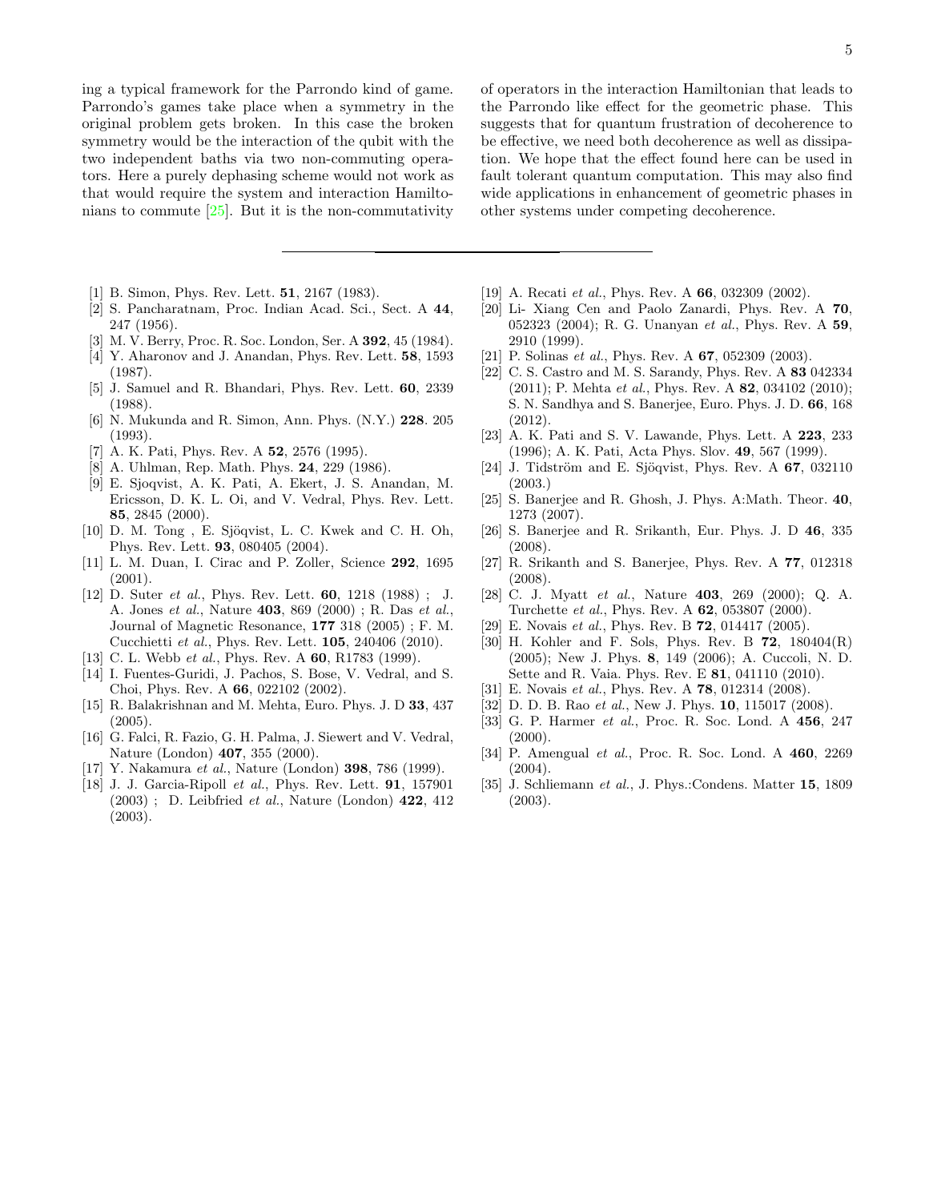ing a typical framework for the Parrondo kind of game. Parrondo's games take place when a symmetry in the original problem gets broken. In this case the broken symmetry would be the interaction of the qubit with the two independent baths via two non-commuting operators. Here a purely dephasing scheme would not work as that would require the system and interaction Hamiltonians to commute [25]. But it is the non-commutativity of operators in the interaction Hamiltonian that leads to the Parrondo like effect for the geometric phase. This suggests that for quantum frustration of decoherence to be effective, we need both decoherence as well as dissipation. We hope that the effect found here can be used in fault tolerant quantum computation. This may also find wide applications in enhancement of geometric phases in other systems under competing decoherence.

---

[1] B. Simon, Phys. Rev. Lett. **51**, 2167 (1983).

[2] S. Pancharatnam, Proc. Indian Acad. Sci., Sect. A **44**, 247 (1956).

[3] M. V. Berry, Proc. R. Soc. London, Ser. A **392**, 45 (1984).

[4] Y. Aharonov and J. Anandan, Phys. Rev. Lett. **58**, 1593 (1987).

[5] J. Samuel and R. Bhandari, Phys. Rev. Lett. **60**, 2339 (1988).

[6] N. Mukunda and R. Simon, Ann. Phys. (N.Y.) **228**. 205 (1993).

[7] A. K. Pati, Phys. Rev. A **52**, 2576 (1995).

[8] A. Uhlman, Rep. Math. Phys. **24**, 229 (1986).

[9] E. Sjoqvist, A. K. Pati, A. Ekert, J. S. Anandan, M. Ericsson, D. K. L. Oi, and V. Vedral, Phys. Rev. Lett. **85**, 2845 (2000).

[10] D. M. Tong , E. Sjöqvist, L. C. Kwek and C. H. Oh, Phys. Rev. Lett. **93**, 080405 (2004).

[11] L. M. Duan, I. Cirac and P. Zoller, Science **292**, 1695 (2001).

[12] D. Suter *et al.*, Phys. Rev. Lett. **60**, 1218 (1988) ; J. A. Jones *et al.*, Nature **403**, 869 (2000) ; R. Das *et al.*, Journal of Magnetic Resonance, **177** 318 (2005) ; F. M. Cucchietti *et al.*, Phys. Rev. Lett. **105**, 240406 (2010).

[13] C. L. Webb *et al.*, Phys. Rev. A **60**, R1783 (1999).

[14] I. Fuentes-Guridi, J. Pachos, S. Bose, V. Vedral, and S. Choi, Phys. Rev. A **66**, 022102 (2002).

[15] R. Balakrishnan and M. Mehta, Euro. Phys. J. D **33**, 437 (2005).

[16] G. Falci, R. Fazio, G. H. Palma, J. Siewert and V. Vedral, Nature (London) **407**, 355 (2000).

[17] Y. Nakamura *et al.*, Nature (London) **398**, 786 (1999).

[18] J. J. Garcia-Ripoll *et al.*, Phys. Rev. Lett. **91**, 157901 (2003) ; D. Leibfried *et al.*, Nature (London) **422**, 412 (2003).

[19] A. Recati *et al.*, Phys. Rev. A **66**, 032309 (2002).

[20] Li- Xiang Cen and Paolo Zanardi, Phys. Rev. A **70**, 052323 (2004); R. G. Unanyan *et al.*, Phys. Rev. A **59**, 2910 (1999).

[21] P. Solinas *et al.*, Phys. Rev. A **67**, 052309 (2003).

[22] C. S. Castro and M. S. Sarandy, Phys. Rev. A **83** 042334 (2011); P. Mehta *et al.*, Phys. Rev. A **82**, 034102 (2010); S. N. Sandhya and S. Banerjee, Euro. Phys. J. D. **66**, 168 (2012).

[23] A. K. Pati and S. V. Lawande, Phys. Lett. A **223**, 233 (1996); A. K. Pati, Acta Phys. Slov. **49**, 567 (1999).

[24] J. Tidström and E. Sjöqvist, Phys. Rev. A **67**, 032110 (2003.)

[25] S. Banerjee and R. Ghosh, J. Phys. A:Math. Theor. **40**, 1273 (2007).

[26] S. Banerjee and R. Srikanth, Eur. Phys. J. D **46**, 335 (2008).

[27] R. Srikanth and S. Banerjee, Phys. Rev. A **77**, 012318 (2008).

[28] C. J. Myatt *et al.*, Nature **403**, 269 (2000); Q. A. Turchette *et al.*, Phys. Rev. A **62**, 053807 (2000).

[29] E. Novais *et al.*, Phys. Rev. B **72**, 014417 (2005).

[30] H. Kohler and F. Sols, Phys. Rev. B **72**, 180404(R) (2005); New J. Phys. **8**, 149 (2006); A. Cuccoli, N. D. Sette and R. Vaia. Phys. Rev. E **81**, 041110 (2010).

[31] E. Novais *et al.*, Phys. Rev. A **78**, 012314 (2008).

[32] D. D. B. Rao *et al.*, New J. Phys. **10**, 115017 (2008).

[33] G. P. Harmer *et al.*, Proc. R. Soc. Lond. A **456**, 247 (2000).

[34] P. Amengual *et al.*, Proc. R. Soc. Lond. A **460**, 2269 (2004).

[35] J. Schliemann *et al.*, J. Phys.:Condens. Matter **15**, 1809 (2003).